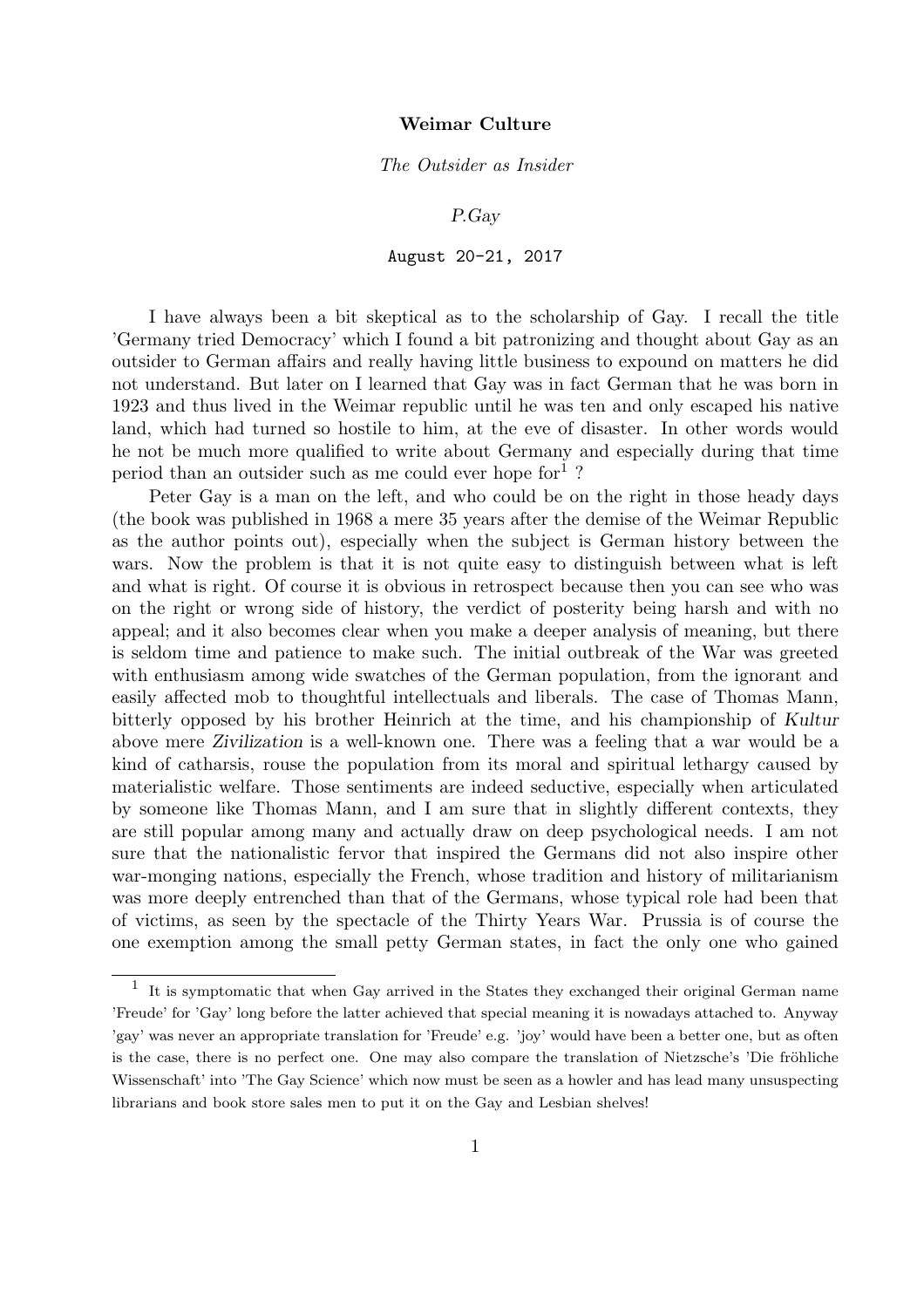**Weimar Culture**

*The Outsider as Insider*

*P.Gay*

August 20-21, 2017

I have always been a bit skeptical as to the scholarship of Gay. I recall the title 'Germany tried Democracy' which I found a bit patronizing and thought about Gay as an outsider to German affairs and really having little business to expound on matters he did not understand. But later on I learned that Gay was in fact German that he was born in 1923 and thus lived in the Weimar republic until he was ten and only escaped his native land, which had turned so hostile to him, at the eve of disaster. In other words would he not be much more qualified to write about Germany and especially during that time period than an outsider such as me could ever hope for[1] ?

Peter Gay is a man on the left, and who could be on the right in those heady days (the book was published in 1968 a mere 35 years after the demise of the Weimar Republic as the author points out), especially when the subject is German history between the wars. Now the problem is that it is not quite easy to distinguish between what is left and what is right. Of course it is obvious in retrospect because then you can see who was on the right or wrong side of history, the verdict of posterity being harsh and with no appeal; and it also becomes clear when you make a deeper analysis of meaning, but there is seldom time and patience to make such. The initial outbreak of the War was greeted with enthusiasm among wide swatches of the German population, from the ignorant and easily affected mob to thoughtful intellectuals and liberals. The case of Thomas Mann, bitterly opposed by his brother Heinrich at the time, and his championship of *Kultur* above mere *Zivilization* is a well-known one. There was a feeling that a war would be a kind of catharsis, rouse the population from its moral and spiritual lethargy caused by materialistic welfare. Those sentiments are indeed seductive, especially when articulated by someone like Thomas Mann, and I am sure that in slightly different contexts, they are still popular among many and actually draw on deep psychological needs. I am not sure that the nationalistic fervor that inspired the Germans did not also inspire other war-monging nations, especially the French, whose tradition and history of militarianism was more deeply entrenched than that of the Germans, whose typical role had been that of victims, as seen by the spectacle of the Thirty Years War. Prussia is of course the one exemption among the small petty German states, in fact the only one who gained

---

[1] It is symptomatic that when Gay arrived in the States they exchanged their original German name 'Freude' for 'Gay' long before the latter achieved that special meaning it is nowadays attached to. Anyway 'gay' was never an appropriate translation for 'Freude' e.g. 'joy' would have been a better one, but as often is the case, there is no perfect one. One may also compare the translation of Nietzsche's 'Die fröhliche Wissenschaft' into 'The Gay Science' which now must be seen as a howler and has lead many unsuspecting librarians and book store sales men to put it on the Gay and Lesbian shelves!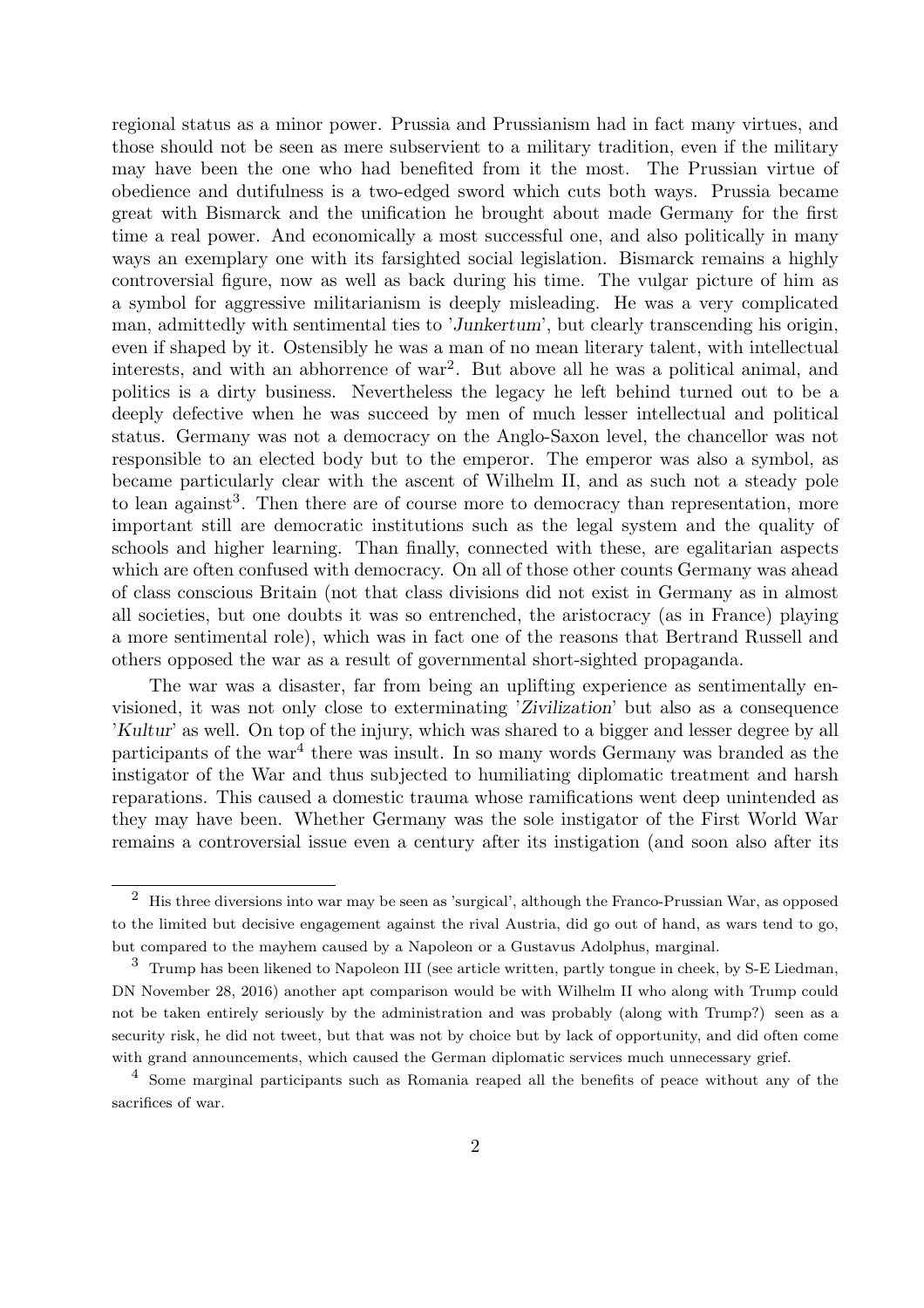regional status as a minor power. Prussia and Prussianism had in fact many virtues, and those should not be seen as mere subservient to a military tradition, even if the military may have been the one who had benefited from it the most. The Prussian virtue of obedience and dutifulness is a two-edged sword which cuts both ways. Prussia became great with Bismarck and the unification he brought about made Germany for the first time a real power. And economically a most successful one, and also politically in many ways an exemplary one with its farsighted social legislation. Bismarck remains a highly controversial figure, now as well as back during his time. The vulgar picture of him as a symbol for aggressive militarianism is deeply misleading. He was a very complicated man, admittedly with sentimental ties to '*Junkertum*', but clearly transcending his origin, even if shaped by it. Ostensibly he was a man of no mean literary talent, with intellectual interests, and with an abhorrence of war[2]. But above all he was a political animal, and politics is a dirty business. Nevertheless the legacy he left behind turned out to be a deeply defective when he was succeed by men of much lesser intellectual and political status. Germany was not a democracy on the Anglo-Saxon level, the chancellor was not responsible to an elected body but to the emperor. The emperor was also a symbol, as became particularly clear with the ascent of Wilhelm II, and as such not a steady pole to lean against[3]. Then there are of course more to democracy than representation, more important still are democratic institutions such as the legal system and the quality of schools and higher learning. Than finally, connected with these, are egalitarian aspects which are often confused with democracy. On all of those other counts Germany was ahead of class conscious Britain (not that class divisions did not exist in Germany as in almost all societies, but one doubts it was so entrenched, the aristocracy (as in France) playing a more sentimental role), which was in fact one of the reasons that Bertrand Russell and others opposed the war as a result of governmental short-sighted propaganda.

The war was a disaster, far from being an uplifting experience as sentimentally envisioned, it was not only close to exterminating '*Zivilization*' but also as a consequence '*Kultur*' as well. On top of the injury, which was shared to a bigger and lesser degree by all participants of the war[4] there was insult. In so many words Germany was branded as the instigator of the War and thus subjected to humiliating diplomatic treatment and harsh reparations. This caused a domestic trauma whose ramifications went deep unintended as they may have been. Whether Germany was the sole instigator of the First World War remains a controversial issue even a century after its instigation (and soon also after its

---

[2] His three diversions into war may be seen as 'surgical', although the Franco-Prussian War, as opposed to the limited but decisive engagement against the rival Austria, did go out of hand, as wars tend to go, but compared to the mayhem caused by a Napoleon or a Gustavus Adolphus, marginal.

[3] Trump has been likened to Napoleon III (see article written, partly tongue in cheek, by S-E Liedman, DN November 28, 2016) another apt comparison would be with Wilhelm II who along with Trump could not be taken entirely seriously by the administration and was probably (along with Trump?) seen as a security risk, he did not tweet, but that was not by choice but by lack of opportunity, and did often come with grand announcements, which caused the German diplomatic services much unnecessary grief.

[4] Some marginal participants such as Romania reaped all the benefits of peace without any of the sacrifices of war.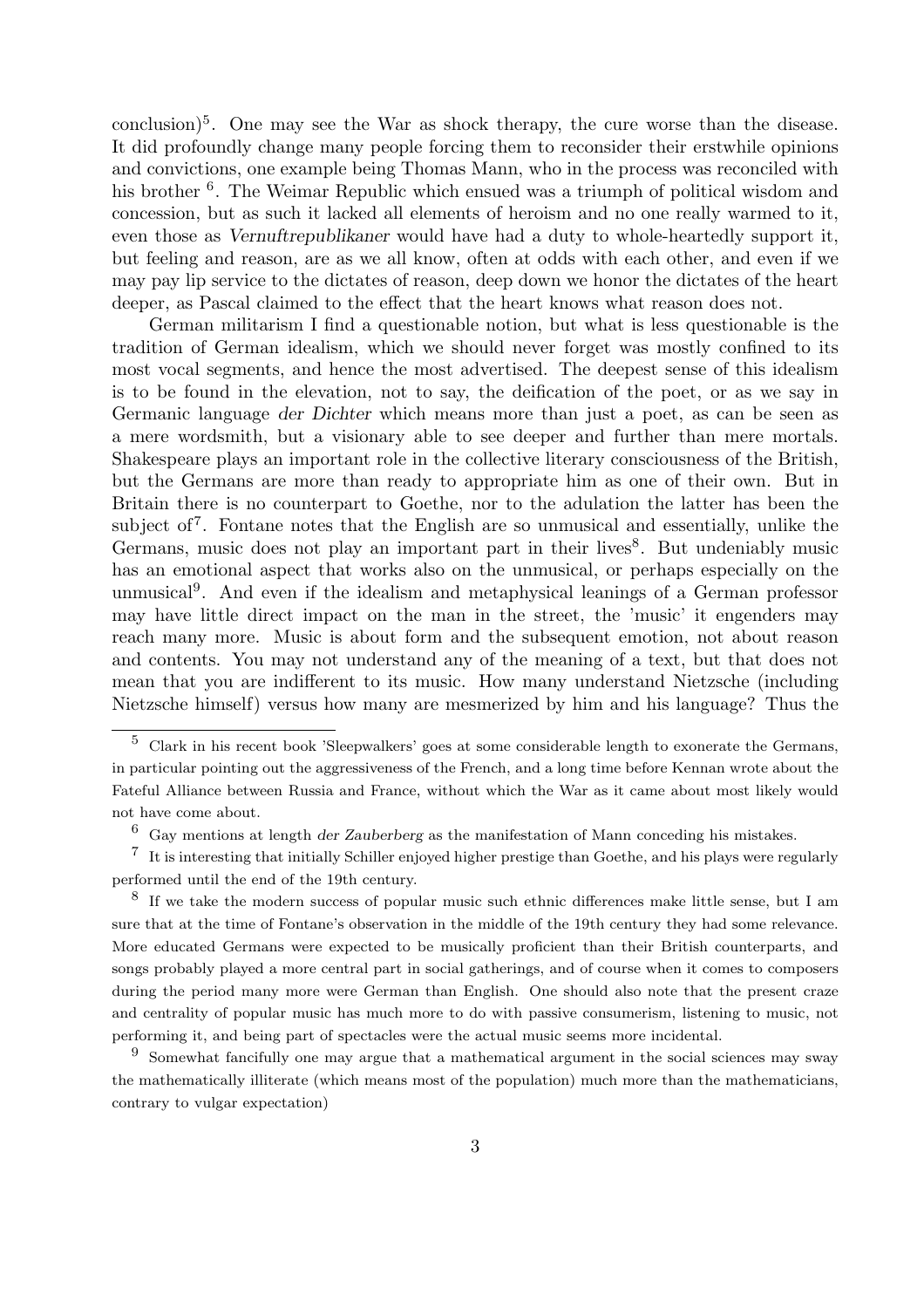conclusion)[5]. One may see the War as shock therapy, the cure worse than the disease. It did profoundly change many people forcing them to reconsider their erstwhile opinions and convictions, one example being Thomas Mann, who in the process was reconciled with his brother [6]. The Weimar Republic which ensued was a triumph of political wisdom and concession, but as such it lacked all elements of heroism and no one really warmed to it, even those as *Vernuftrepublikaner* would have had a duty to whole-heartedly support it, but feeling and reason, are as we all know, often at odds with each other, and even if we may pay lip service to the dictates of reason, deep down we honor the dictates of the heart deeper, as Pascal claimed to the effect that the heart knows what reason does not.

German militarism I find a questionable notion, but what is less questionable is the tradition of German idealism, which we should never forget was mostly confined to its most vocal segments, and hence the most advertised. The deepest sense of this idealism is to be found in the elevation, not to say, the deification of the poet, or as we say in Germanic language *der Dichter* which means more than just a poet, as can be seen as a mere wordsmith, but a visionary able to see deeper and further than mere mortals. Shakespeare plays an important role in the collective literary consciousness of the British, but the Germans are more than ready to appropriate him as one of their own. But in Britain there is no counterpart to Goethe, nor to the adulation the latter has been the subject of[7]. Fontane notes that the English are so unmusical and essentially, unlike the Germans, music does not play an important part in their lives[8]. But undeniably music has an emotional aspect that works also on the unmusical, or perhaps especially on the unmusical[9]. And even if the idealism and metaphysical leanings of a German professor may have little direct impact on the man in the street, the 'music' it engenders may reach many more. Music is about form and the subsequent emotion, not about reason and contents. You may not understand any of the meaning of a text, but that does not mean that you are indifferent to its music. How many understand Nietzsche (including Nietzsche himself) versus how many are mesmerized by him and his language? Thus the

---

[5] Clark in his recent book 'Sleepwalkers' goes at some considerable length to exonerate the Germans, in particular pointing out the aggressiveness of the French, and a long time before Kennan wrote about the Fateful Alliance between Russia and France, without which the War as it came about most likely would not have come about.

[6] Gay mentions at length *der Zauberberg* as the manifestation of Mann conceding his mistakes.

[7] It is interesting that initially Schiller enjoyed higher prestige than Goethe, and his plays were regularly performed until the end of the 19th century.

[8] If we take the modern success of popular music such ethnic differences make little sense, but I am sure that at the time of Fontane's observation in the middle of the 19th century they had some relevance. More educated Germans were expected to be musically proficient than their British counterparts, and songs probably played a more central part in social gatherings, and of course when it comes to composers during the period many more were German than English. One should also note that the present craze and centrality of popular music has much more to do with passive consumerism, listening to music, not performing it, and being part of spectacles were the actual music seems more incidental.

[9] Somewhat fancifully one may argue that a mathematical argument in the social sciences may sway the mathematically illiterate (which means most of the population) much more than the mathematicians, contrary to vulgar expectation)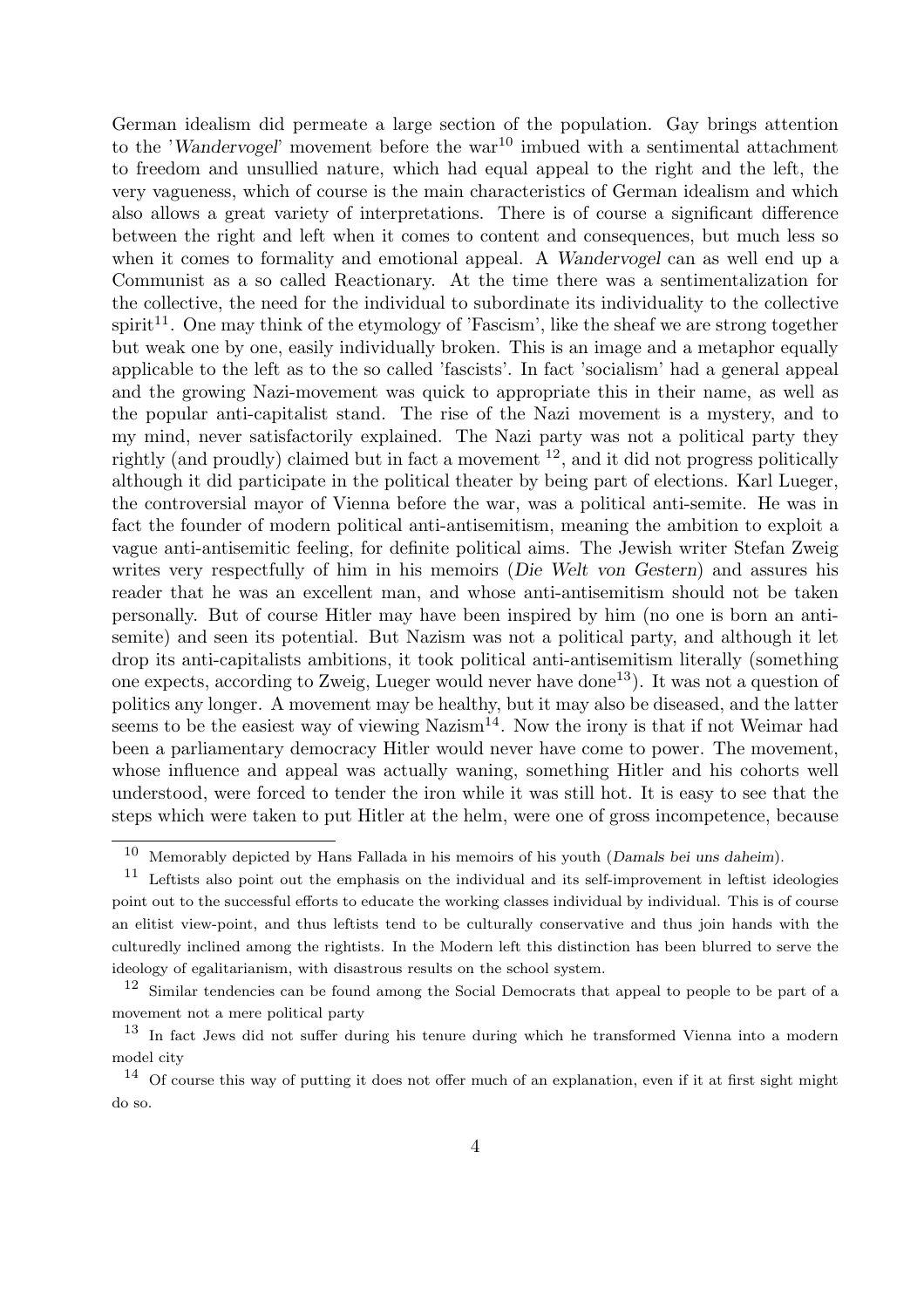German idealism did permeate a large section of the population. Gay brings attention to the '*Wandervogel*' movement before the war[10] imbued with a sentimental attachment to freedom and unsullied nature, which had equal appeal to the right and the left, the very vagueness, which of course is the main characteristics of German idealism and which also allows a great variety of interpretations. There is of course a significant difference between the right and left when it comes to content and consequences, but much less so when it comes to formality and emotional appeal. A *Wandervogel* can as well end up a Communist as a so called Reactionary. At the time there was a sentimentalization for the collective, the need for the individual to subordinate its individuality to the collective spirit[11]. One may think of the etymology of 'Fascism', like the sheaf we are strong together but weak one by one, easily individually broken. This is an image and a metaphor equally applicable to the left as to the so called 'fascists'. In fact 'socialism' had a general appeal and the growing Nazi-movement was quick to appropriate this in their name, as well as the popular anti-capitalist stand. The rise of the Nazi movement is a mystery, and to my mind, never satisfactorily explained. The Nazi party was not a political party they rightly (and proudly) claimed but in fact a movement [12], and it did not progress politically although it did participate in the political theater by being part of elections. Karl Lueger, the controversial mayor of Vienna before the war, was a political anti-semite. He was in fact the founder of modern political anti-antisemitism, meaning the ambition to exploit a vague anti-antisemitic feeling, for definite political aims. The Jewish writer Stefan Zweig writes very respectfully of him in his memoirs (*Die Welt von Gestern*) and assures his reader that he was an excellent man, and whose anti-antisemitism should not be taken personally. But of course Hitler may have been inspired by him (no one is born an anti-semite) and seen its potential. But Nazism was not a political party, and although it let drop its anti-capitalists ambitions, it took political anti-antisemitism literally (something one expects, according to Zweig, Lueger would never have done[13]). It was not a question of politics any longer. A movement may be healthy, but it may also be diseased, and the latter seems to be the easiest way of viewing Nazism[14]. Now the irony is that if not Weimar had been a parliamentary democracy Hitler would never have come to power. The movement, whose influence and appeal was actually waning, something Hitler and his cohorts well understood, were forced to tender the iron while it was still hot. It is easy to see that the steps which were taken to put Hitler at the helm, were one of gross incompetence, because

[10] Memorably depicted by Hans Fallada in his memoirs of his youth (*Damals bei uns daheim*).

[11] Leftists also point out the emphasis on the individual and its self-improvement in leftist ideologies point out to the successful efforts to educate the working classes individual by individual. This is of course an elitist view-point, and thus leftists tend to be culturally conservative and thus join hands with the culturedly inclined among the rightists. In the Modern left this distinction has been blurred to serve the ideology of egalitarianism, with disastrous results on the school system.

[12] Similar tendencies can be found among the Social Democrats that appeal to people to be part of a movement not a mere political party

[13] In fact Jews did not suffer during his tenure during which he transformed Vienna into a modern model city

[14] Of course this way of putting it does not offer much of an explanation, even if it at first sight might do so.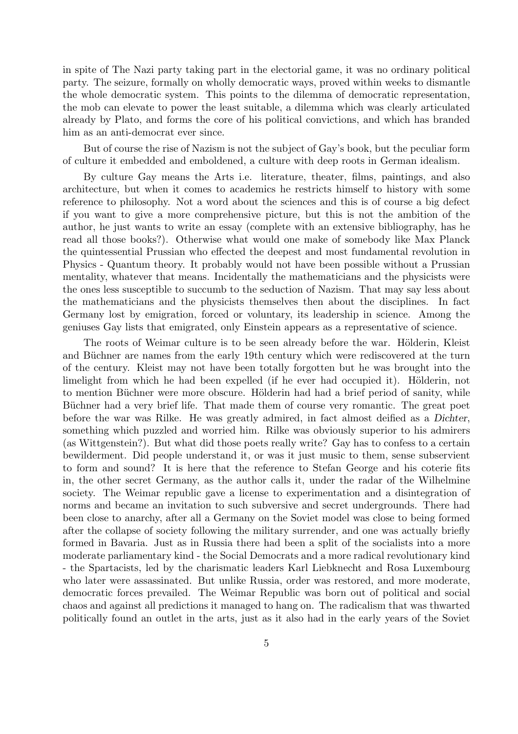in spite of The Nazi party taking part in the electorial game, it was no ordinary political party. The seizure, formally on wholly democratic ways, proved within weeks to dismantle the whole democratic system. This points to the dilemma of democratic representation, the mob can elevate to power the least suitable, a dilemma which was clearly articulated already by Plato, and forms the core of his political convictions, and which has branded him as an anti-democrat ever since.

But of course the rise of Nazism is not the subject of Gay's book, but the peculiar form of culture it embedded and emboldened, a culture with deep roots in German idealism.

By culture Gay means the Arts i.e. literature, theater, films, paintings, and also architecture, but when it comes to academics he restricts himself to history with some reference to philosophy. Not a word about the sciences and this is of course a big defect if you want to give a more comprehensive picture, but this is not the ambition of the author, he just wants to write an essay (complete with an extensive bibliography, has he read all those books?). Otherwise what would one make of somebody like Max Planck the quintessential Prussian who effected the deepest and most fundamental revolution in Physics - Quantum theory. It probably would not have been possible without a Prussian mentality, whatever that means. Incidentally the mathematicians and the physicists were the ones less susceptible to succumb to the seduction of Nazism. That may say less about the mathematicians and the physicists themselves then about the disciplines. In fact Germany lost by emigration, forced or voluntary, its leadership in science. Among the geniuses Gay lists that emigrated, only Einstein appears as a representative of science.

The roots of Weimar culture is to be seen already before the war. Hölderin, Kleist and Büchner are names from the early 19th century which were rediscovered at the turn of the century. Kleist may not have been totally forgotten but he was brought into the limelight from which he had been expelled (if he ever had occupied it). Hölderin, not to mention Büchner were more obscure. Hölderin had had a brief period of sanity, while Büchner had a very brief life. That made them of course very romantic. The great poet before the war was Rilke. He was greatly admired, in fact almost deified as a *Dichter*, something which puzzled and worried him. Rilke was obviously superior to his admirers (as Wittgenstein?). But what did those poets really write? Gay has to confess to a certain bewilderment. Did people understand it, or was it just music to them, sense subservient to form and sound? It is here that the reference to Stefan George and his coterie fits in, the other secret Germany, as the author calls it, under the radar of the Wilhelmine society. The Weimar republic gave a license to experimentation and a disintegration of norms and became an invitation to such subversive and secret undergrounds. There had been close to anarchy, after all a Germany on the Soviet model was close to being formed after the collapse of society following the military surrender, and one was actually briefly formed in Bavaria. Just as in Russia there had been a split of the socialists into a more moderate parliamentary kind - the Social Democrats and a more radical revolutionary kind - the Spartacists, led by the charismatic leaders Karl Liebknecht and Rosa Luxembourg who later were assassinated. But unlike Russia, order was restored, and more moderate, democratic forces prevailed. The Weimar Republic was born out of political and social chaos and against all predictions it managed to hang on. The radicalism that was thwarted politically found an outlet in the arts, just as it also had in the early years of the Soviet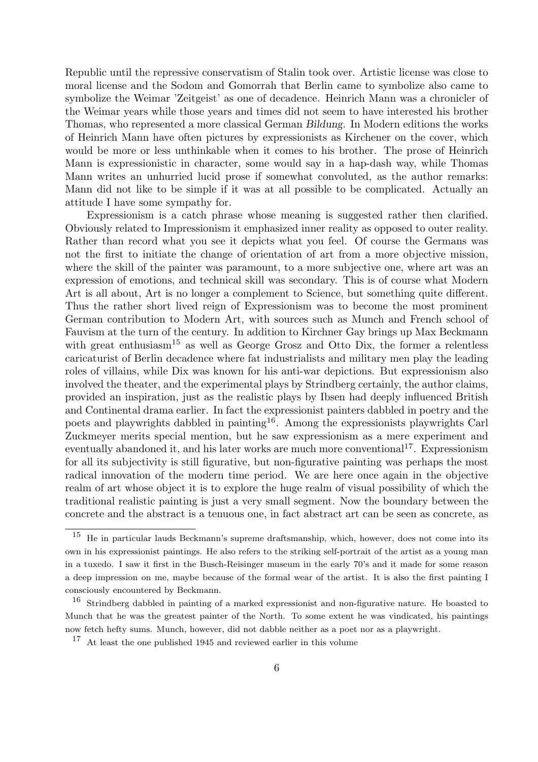Republic until the repressive conservatism of Stalin took over. Artistic license was close to moral license and the Sodom and Gomorrah that Berlin came to symbolize also came to symbolize the Weimar 'Zeitgeist' as one of decadence. Heinrich Mann was a chronicler of the Weimar years while those years and times did not seem to have interested his brother Thomas, who represented a more classical German *Bildung*. In Modern editions the works of Heinrich Mann have often pictures by expressionists as Kirchener on the cover, which would be more or less unthinkable when it comes to his brother. The prose of Heinrich Mann is expressionistic in character, some would say in a hap-dash way, while Thomas Mann writes an unhurried lucid prose if somewhat convoluted, as the author remarks: Mann did not like to be simple if it was at all possible to be complicated. Actually an attitude I have some sympathy for.

Expressionism is a catch phrase whose meaning is suggested rather then clarified. Obviously related to Impressionism it emphasized inner reality as opposed to outer reality. Rather than record what you see it depicts what you feel. Of course the Germans was not the first to initiate the change of orientation of art from a more objective mission, where the skill of the painter was paramount, to a more subjective one, where art was an expression of emotions, and technical skill was secondary. This is of course what Modern Art is all about, Art is no longer a complement to Science, but something quite different. Thus the rather short lived reign of Expressionism was to become the most prominent German contribution to Modern Art, with sources such as Munch and French school of Fauvism at the turn of the century. In addition to Kirchner Gay brings up Max Beckmann with great enthusiasm[15] as well as George Grosz and Otto Dix, the former a relentless caricaturist of Berlin decadence where fat industrialists and military men play the leading roles of villains, while Dix was known for his anti-war depictions. But expressionism also involved the theater, and the experimental plays by Strindberg certainly, the author claims, provided an inspiration, just as the realistic plays by Ibsen had deeply influenced British and Continental drama earlier. In fact the expressionist painters dabbled in poetry and the poets and playwrights dabbled in painting[16]. Among the expressionists playwrights Carl Zuckmeyer merits special mention, but he saw expressionism as a mere experiment and eventually abandoned it, and his later works are much more conventional[17]. Expressionism for all its subjectivity is still figurative, but non-figurative painting was perhaps the most radical innovation of the modern time period. We are here once again in the objective realm of art whose object it is to explore the huge realm of visual possibility of which the traditional realistic painting is just a very small segment. Now the boundary between the concrete and the abstract is a tenuous one, in fact abstract art can be seen as concrete, as

[15] He in particular lauds Beckmann's supreme draftsmanship, which, however, does not come into its own in his expressionist paintings. He also refers to the striking self-portrait of the artist as a young man in a tuxedo. I saw it first in the Busch-Reisinger museum in the early 70's and it made for some reason a deep impression on me, maybe because of the formal wear of the artist. It is also the first painting I consciously encountered by Beckmann.

[16] Strindberg dabbled in painting of a marked expressionist and non-figurative nature. He boasted to Munch that he was the greatest painter of the North. To some extent he was vindicated, his paintings now fetch hefty sums. Munch, however, did not dabble neither as a poet nor as a playwright.

[17] At least the one published 1945 and reviewed earlier in this volume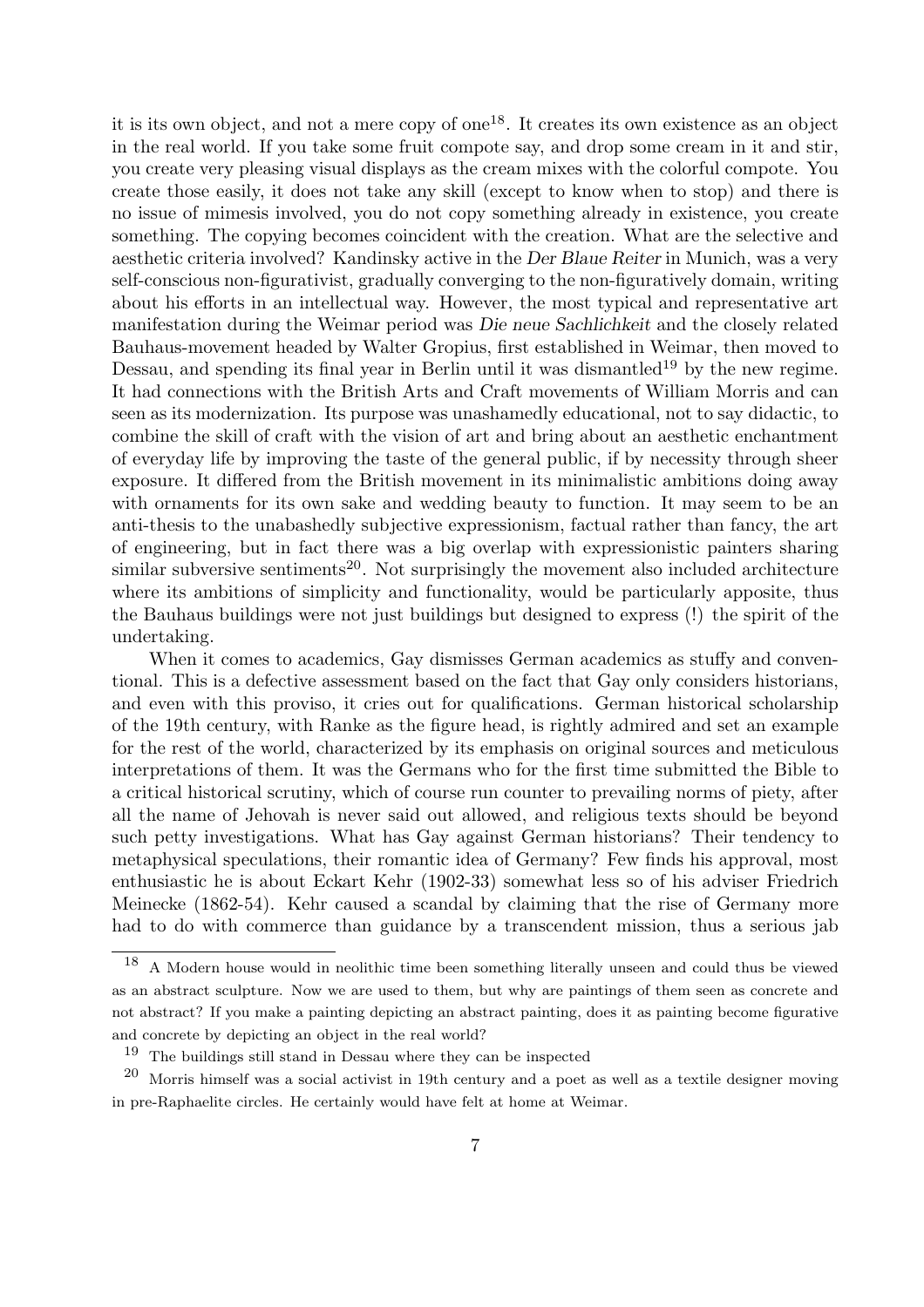it is its own object, and not a mere copy of one[18]. It creates its own existence as an object in the real world. If you take some fruit compote say, and drop some cream in it and stir, you create very pleasing visual displays as the cream mixes with the colorful compote. You create those easily, it does not take any skill (except to know when to stop) and there is no issue of mimesis involved, you do not copy something already in existence, you create something. The copying becomes coincident with the creation. What are the selective and aesthetic criteria involved? Kandinsky active in the *Der Blaue Reiter* in Munich, was a very self-conscious non-figurativist, gradually converging to the non-figuratively domain, writing about his efforts in an intellectual way. However, the most typical and representative art manifestation during the Weimar period was *Die neue Sachlichkeit* and the closely related Bauhaus-movement headed by Walter Gropius, first established in Weimar, then moved to Dessau, and spending its final year in Berlin until it was dismantled[19] by the new regime. It had connections with the British Arts and Craft movements of William Morris and can seen as its modernization. Its purpose was unashamedly educational, not to say didactic, to combine the skill of craft with the vision of art and bring about an aesthetic enchantment of everyday life by improving the taste of the general public, if by necessity through sheer exposure. It differed from the British movement in its minimalistic ambitions doing away with ornaments for its own sake and wedding beauty to function. It may seem to be an anti-thesis to the unabashedly subjective expressionism, factual rather than fancy, the art of engineering, but in fact there was a big overlap with expressionistic painters sharing similar subversive sentiments[20]. Not surprisingly the movement also included architecture where its ambitions of simplicity and functionality, would be particularly apposite, thus the Bauhaus buildings were not just buildings but designed to express (!) the spirit of the undertaking.

When it comes to academics, Gay dismisses German academics as stuffy and conventional. This is a defective assessment based on the fact that Gay only considers historians, and even with this proviso, it cries out for qualifications. German historical scholarship of the 19th century, with Ranke as the figure head, is rightly admired and set an example for the rest of the world, characterized by its emphasis on original sources and meticulous interpretations of them. It was the Germans who for the first time submitted the Bible to a critical historical scrutiny, which of course run counter to prevailing norms of piety, after all the name of Jehovah is never said out allowed, and religious texts should be beyond such petty investigations. What has Gay against German historians? Their tendency to metaphysical speculations, their romantic idea of Germany? Few finds his approval, most enthusiastic he is about Eckart Kehr (1902-33) somewhat less so of his adviser Friedrich Meinecke (1862-54). Kehr caused a scandal by claiming that the rise of Germany more had to do with commerce than guidance by a transcendent mission, thus a serious jab

[18] A Modern house would in neolithic time been something literally unseen and could thus be viewed as an abstract sculpture. Now we are used to them, but why are paintings of them seen as concrete and not abstract? If you make a painting depicting an abstract painting, does it as painting become figurative and concrete by depicting an object in the real world?

[19] The buildings still stand in Dessau where they can be inspected

[20] Morris himself was a social activist in 19th century and a poet as well as a textile designer moving in pre-Raphaelite circles. He certainly would have felt at home at Weimar.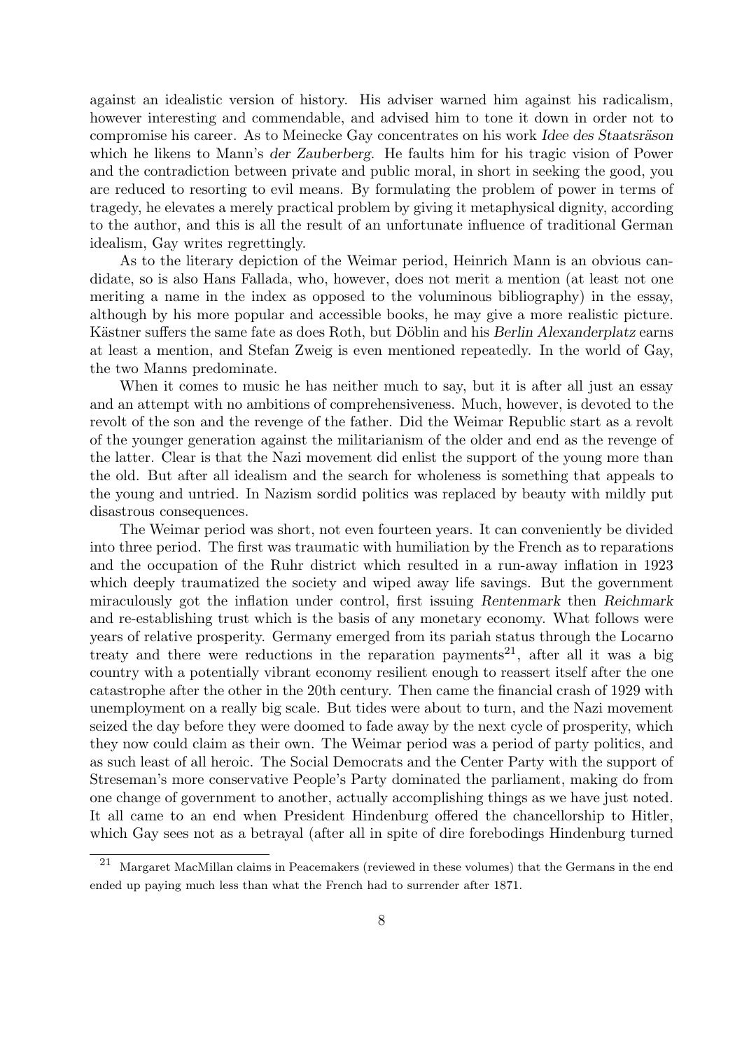against an idealistic version of history. His adviser warned him against his radicalism, however interesting and commendable, and advised him to tone it down in order not to compromise his career. As to Meinecke Gay concentrates on his work *Idee des Staatsräson* which he likens to Mann's *der Zauberberg*. He faults him for his tragic vision of Power and the contradiction between private and public moral, in short in seeking the good, you are reduced to resorting to evil means. By formulating the problem of power in terms of tragedy, he elevates a merely practical problem by giving it metaphysical dignity, according to the author, and this is all the result of an unfortunate influence of traditional German idealism, Gay writes regrettingly.

As to the literary depiction of the Weimar period, Heinrich Mann is an obvious candidate, so is also Hans Fallada, who, however, does not merit a mention (at least not one meriting a name in the index as opposed to the voluminous bibliography) in the essay, although by his more popular and accessible books, he may give a more realistic picture. Kästner suffers the same fate as does Roth, but Döblin and his *Berlin Alexanderplatz* earns at least a mention, and Stefan Zweig is even mentioned repeatedly. In the world of Gay, the two Manns predominate.

When it comes to music he has neither much to say, but it is after all just an essay and an attempt with no ambitions of comprehensiveness. Much, however, is devoted to the revolt of the son and the revenge of the father. Did the Weimar Republic start as a revolt of the younger generation against the militarianism of the older and end as the revenge of the latter. Clear is that the Nazi movement did enlist the support of the young more than the old. But after all idealism and the search for wholeness is something that appeals to the young and untried. In Nazism sordid politics was replaced by beauty with mildly put disastrous consequences.

The Weimar period was short, not even fourteen years. It can conveniently be divided into three period. The first was traumatic with humiliation by the French as to reparations and the occupation of the Ruhr district which resulted in a run-away inflation in 1923 which deeply traumatized the society and wiped away life savings. But the government miraculously got the inflation under control, first issuing *Rentenmark* then *Reichmark* and re-establishing trust which is the basis of any monetary economy. What follows were years of relative prosperity. Germany emerged from its pariah status through the Locarno treaty and there were reductions in the reparation payments[21], after all it was a big country with a potentially vibrant economy resilient enough to reassert itself after the one catastrophe after the other in the 20th century. Then came the financial crash of 1929 with unemployment on a really big scale. But tides were about to turn, and the Nazi movement seized the day before they were doomed to fade away by the next cycle of prosperity, which they now could claim as their own. The Weimar period was a period of party politics, and as such least of all heroic. The Social Democrats and the Center Party with the support of Streseman's more conservative People's Party dominated the parliament, making do from one change of government to another, actually accomplishing things as we have just noted. It all came to an end when President Hindenburg offered the chancellorship to Hitler, which Gay sees not as a betrayal (after all in spite of dire forebodings Hindenburg turned

[21] Margaret MacMillan claims in Peacemakers (reviewed in these volumes) that the Germans in the end ended up paying much less than what the French had to surrender after 1871.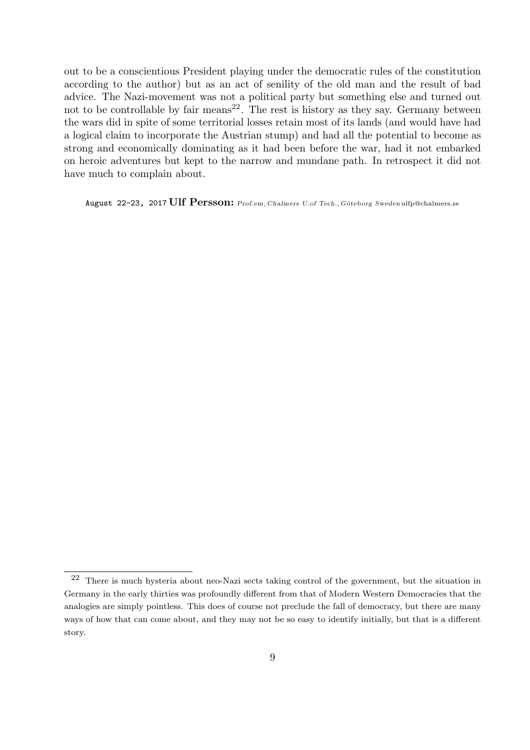out to be a conscientious President playing under the democratic rules of the constitution according to the author) but as an act of senility of the old man and the result of bad advice. The Nazi-movement was not a political party but something else and turned out not to be controllable by fair means[22]. The rest is history as they say. Germany between the wars did in spite of some territorial losses retain most of its lands (and would have had a logical claim to incorporate the Austrian stump) and had all the potential to become as strong and economically dominating as it had been before the war, had it not embarked on heroic adventures but kept to the narrow and mundane path. In retrospect it did not have much to complain about.

August 22-23, 2017 **Ulf Persson:** *Prof.em, Chalmers U.of Tech., Göteborg Sweden* ulfp@chalmers.se

---

[22] There is much hysteria about neo-Nazi sects taking control of the government, but the situation in Germany in the early thirties was profoundly different from that of Modern Western Democracies that the analogies are simply pointless. This does of course not preclude the fall of democracy, but there are many ways of how that can come about, and they may not be so easy to identify initially, but that is a different story.